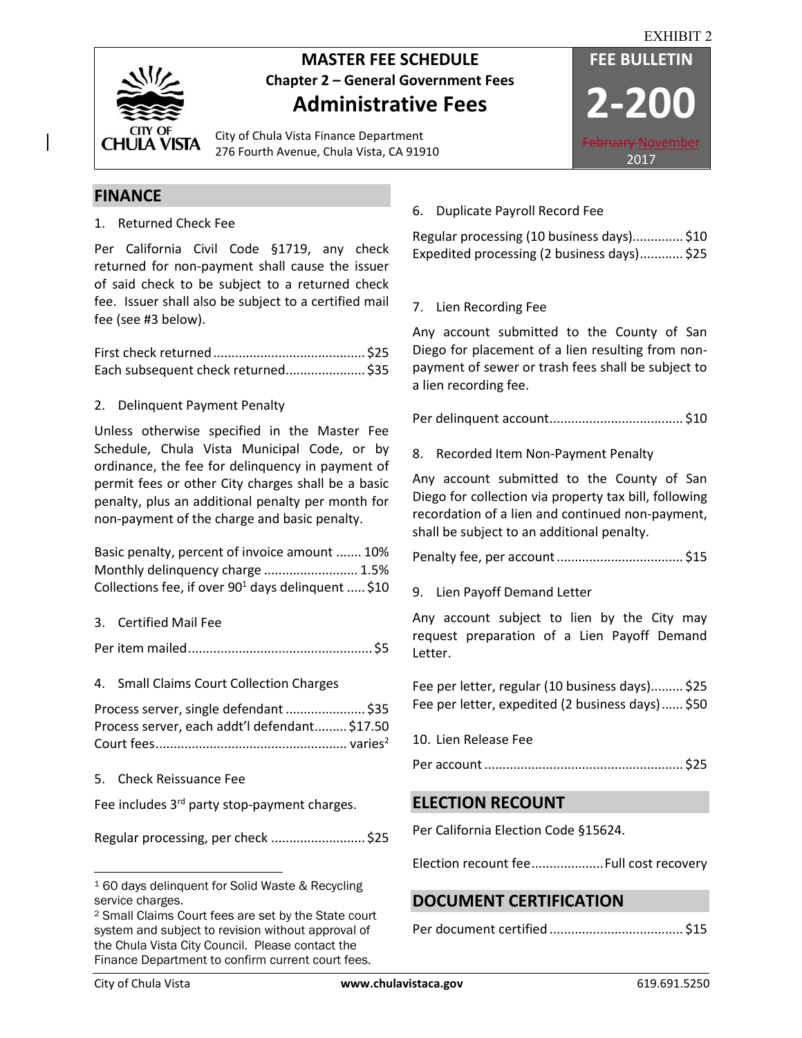EXHIBIT 2

# MASTER FEE SCHEDULE

**Chapter 2 – General Government Fees**

## Administrative Fees

City of Chula Vista Finance Department
276 Fourth Avenue, Chula Vista, CA 91910

**FEE BULLETIN 2-200**

~~February~~ November 2017

## FINANCE

1. Returned Check Fee

Per California Civil Code §1719, any check returned for non-payment shall cause the issuer of said check to be subject to a returned check fee. Issuer shall also be subject to a certified mail fee (see #3 below).

First check returned .......................................... $25
Each subsequent check returned...................... $35

2. Delinquent Payment Penalty

Unless otherwise specified in the Master Fee Schedule, Chula Vista Municipal Code, or by ordinance, the fee for delinquency in payment of permit fees or other City charges shall be a basic penalty, plus an additional penalty per month for non-payment of the charge and basic penalty.

Basic penalty, percent of invoice amount ....... 10%
Monthly delinquency charge .......................... 1.5%
Collections fee, if over 90[1] days delinquent ..... $10

3. Certified Mail Fee

Per item mailed.................................................. $5

4. Small Claims Court Collection Charges

Process server, single defendant ...................... $35
Process server, each addt'l defendant......... $17.50
Court fees.................................................... varies[2]

5. Check Reissuance Fee

Fee includes 3rd party stop-payment charges.

Regular processing, per check .......................... $25

6. Duplicate Payroll Record Fee

Regular processing (10 business days).............. $10
Expedited processing (2 business days)............ $25

7. Lien Recording Fee

Any account submitted to the County of San Diego for placement of a lien resulting from non-payment of sewer or trash fees shall be subject to a lien recording fee.

Per delinquent account.................................... $10

8. Recorded Item Non-Payment Penalty

Any account submitted to the County of San Diego for collection via property tax bill, following recordation of a lien and continued non-payment, shall be subject to an additional penalty.

Penalty fee, per account .................................. $15

9. Lien Payoff Demand Letter

Any account subject to lien by the City may request preparation of a Lien Payoff Demand Letter.

Fee per letter, regular (10 business days)......... $25
Fee per letter, expedited (2 business days)...... $50

10. Lien Release Fee

Per account ...................................................... $25

## ELECTION RECOUNT

Per California Election Code §15624.

Election recount fee.................... Full cost recovery

## DOCUMENT CERTIFICATION

Per document certified .................................... $15

---

[1] 60 days delinquent for Solid Waste & Recycling service charges.

[2] Small Claims Court fees are set by the State court system and subject to revision without approval of the Chula Vista City Council. Please contact the Finance Department to confirm current court fees.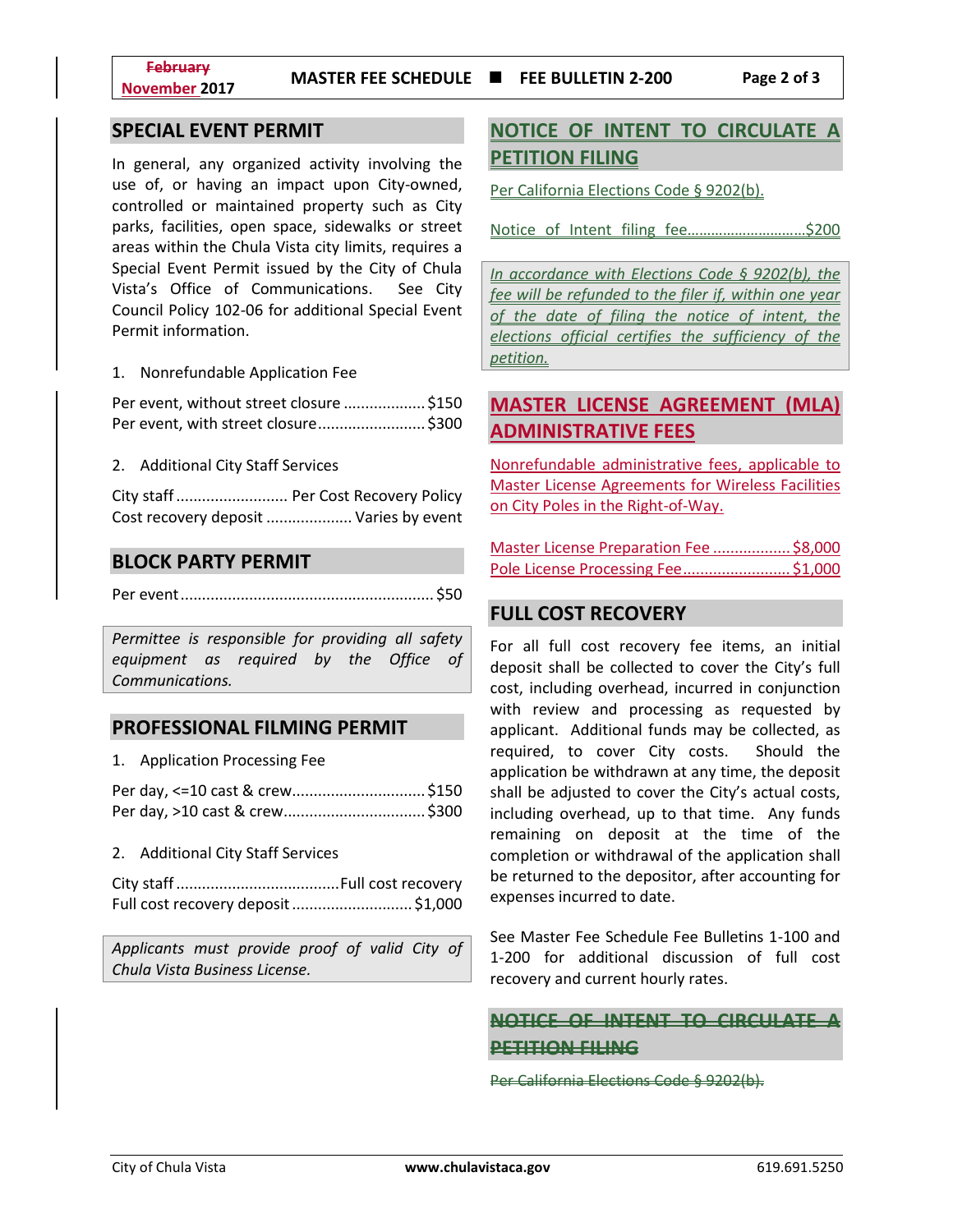## SPECIAL EVENT PERMIT

In general, any organized activity involving the use of, or having an impact upon City-owned, controlled or maintained property such as City parks, facilities, open space, sidewalks or street areas within the Chula Vista city limits, requires a Special Event Permit issued by the City of Chula Vista's Office of Communications. See City Council Policy 102-06 for additional Special Event Permit information.

1. Nonrefundable Application Fee

Per event, without street closure .................. $150
Per event, with street closure ........................ $300

2. Additional City Staff Services

City staff .......................... Per Cost Recovery Policy
Cost recovery deposit .................... Varies by event

## BLOCK PARTY PERMIT

Per event .......................................................... $50

*Permittee is responsible for providing all safety equipment as required by the Office of Communications.*

## PROFESSIONAL FILMING PERMIT

1. Application Processing Fee

Per day, <=10 cast & crew.............................. $150
Per day, >10 cast & crew................................ $300

2. Additional City Staff Services

City staff ..................................... Full cost recovery
Full cost recovery deposit ........................... $1,000

*Applicants must provide proof of valid City of Chula Vista Business License.*

## NOTICE OF INTENT TO CIRCULATE A PETITION FILING

Per California Elections Code § 9202(b).

Notice of Intent filing fee............................$200

*In accordance with Elections Code § 9202(b), the fee will be refunded to the filer if, within one year of the date of filing the notice of intent, the elections official certifies the sufficiency of the petition.*

## MASTER LICENSE AGREEMENT (MLA) ADMINISTRATIVE FEES

Nonrefundable administrative fees, applicable to Master License Agreements for Wireless Facilities on City Poles in the Right-of-Way.

Master License Preparation Fee .................. $8,000
Pole License Processing Fee ......................... $1,000

## FULL COST RECOVERY

For all full cost recovery fee items, an initial deposit shall be collected to cover the City's full cost, including overhead, incurred in conjunction with review and processing as requested by applicant. Additional funds may be collected, as required, to cover City costs. Should the application be withdrawn at any time, the deposit shall be adjusted to cover the City's actual costs, including overhead, up to that time. Any funds remaining on deposit at the time of the completion or withdrawal of the application shall be returned to the depositor, after accounting for expenses incurred to date.

See Master Fee Schedule Fee Bulletins 1-100 and 1-200 for additional discussion of full cost recovery and current hourly rates.

## ~~NOTICE OF INTENT TO CIRCULATE A PETITION FILING~~

~~Per California Elections Code § 9202(b).~~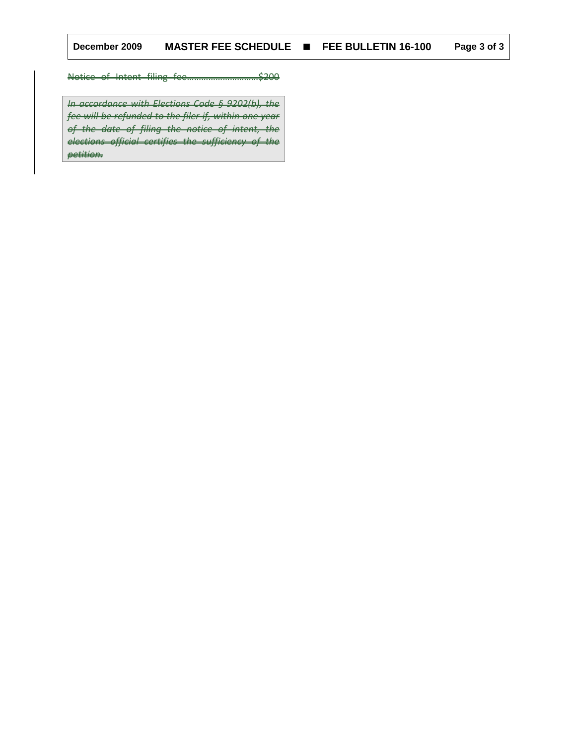~~Notice of Intent filing fee..............................$200~~

> ~~*In accordance with Elections Code § 9202(b), the fee will be refunded to the filer if, within one year of the date of filing the notice of intent, the elections official certifies the sufficiency of the petition.*~~